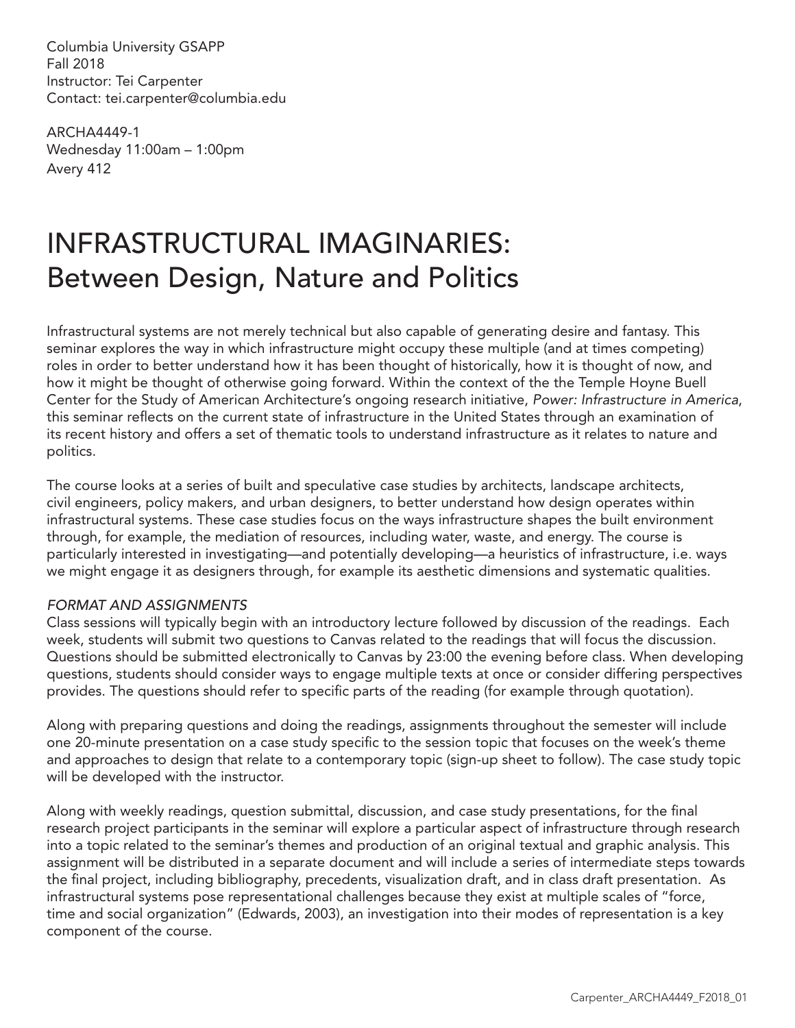Columbia University GSAPP
Fall 2018
Instructor: Tei Carpenter
Contact: tei.carpenter@columbia.edu

ARCHA4449-1
Wednesday 11:00am – 1:00pm
Avery 412

# INFRASTRUCTURAL IMAGINARIES: Between Design, Nature and Politics

Infrastructural systems are not merely technical but also capable of generating desire and fantasy. This seminar explores the way in which infrastructure might occupy these multiple (and at times competing) roles in order to better understand how it has been thought of historically, how it is thought of now, and how it might be thought of otherwise going forward. Within the context of the the Temple Hoyne Buell Center for the Study of American Architecture's ongoing research initiative, *Power: Infrastructure in America*, this seminar reflects on the current state of infrastructure in the United States through an examination of its recent history and offers a set of thematic tools to understand infrastructure as it relates to nature and politics.

The course looks at a series of built and speculative case studies by architects, landscape architects, civil engineers, policy makers, and urban designers, to better understand how design operates within infrastructural systems. These case studies focus on the ways infrastructure shapes the built environment through, for example, the mediation of resources, including water, waste, and energy. The course is particularly interested in investigating—and potentially developing—a heuristics of infrastructure, i.e. ways we might engage it as designers through, for example its aesthetic dimensions and systematic qualities.

*FORMAT AND ASSIGNMENTS*

Class sessions will typically begin with an introductory lecture followed by discussion of the readings. Each week, students will submit two questions to Canvas related to the readings that will focus the discussion. Questions should be submitted electronically to Canvas by 23:00 the evening before class. When developing questions, students should consider ways to engage multiple texts at once or consider differing perspectives provides. The questions should refer to specific parts of the reading (for example through quotation).

Along with preparing questions and doing the readings, assignments throughout the semester will include one 20-minute presentation on a case study specific to the session topic that focuses on the week's theme and approaches to design that relate to a contemporary topic (sign-up sheet to follow). The case study topic will be developed with the instructor.

Along with weekly readings, question submittal, discussion, and case study presentations, for the final research project participants in the seminar will explore a particular aspect of infrastructure through research into a topic related to the seminar's themes and production of an original textual and graphic analysis. This assignment will be distributed in a separate document and will include a series of intermediate steps towards the final project, including bibliography, precedents, visualization draft, and in class draft presentation. As infrastructural systems pose representational challenges because they exist at multiple scales of "force, time and social organization" (Edwards, 2003), an investigation into their modes of representation is a key component of the course.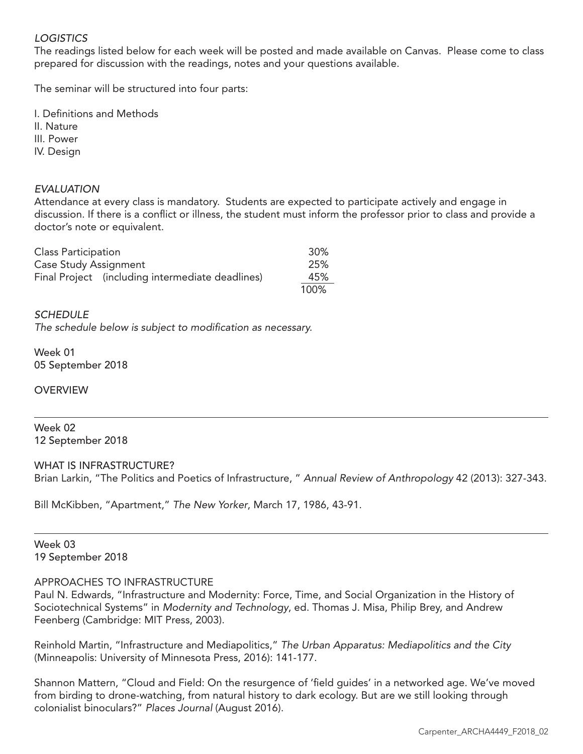*LOGISTICS*

The readings listed below for each week will be posted and made available on Canvas. Please come to class prepared for discussion with the readings, notes and your questions available.

The seminar will be structured into four parts:

I. Definitions and Methods
II. Nature
III. Power
IV. Design

*EVALUATION*

Attendance at every class is mandatory. Students are expected to participate actively and engage in discussion. If there is a conflict or illness, the student must inform the professor prior to class and provide a doctor's note or equivalent.

| | |
|---|---|
| Class Participation | 30% |
| Case Study Assignment | 25% |
| Final Project (including intermediate deadlines) | 45% |
| | 100% |

*SCHEDULE*

*The schedule below is subject to modification as necessary.*

Week 01
05 September 2018

OVERVIEW

---

Week 02
12 September 2018

WHAT IS INFRASTRUCTURE?

Brian Larkin, "The Politics and Poetics of Infrastructure, " *Annual Review of Anthropology* 42 (2013): 327-343.

Bill McKibben, "Apartment," *The New Yorker*, March 17, 1986, 43-91.

---

Week 03
19 September 2018

APPROACHES TO INFRASTRUCTURE

Paul N. Edwards, "Infrastructure and Modernity: Force, Time, and Social Organization in the History of Sociotechnical Systems" in *Modernity and Technology*, ed. Thomas J. Misa, Philip Brey, and Andrew Feenberg (Cambridge: MIT Press, 2003).

Reinhold Martin, "Infrastructure and Mediapolitics," *The Urban Apparatus: Mediapolitics and the City* (Minneapolis: University of Minnesota Press, 2016): 141-177.

Shannon Mattern, "Cloud and Field: On the resurgence of 'field guides' in a networked age. We've moved from birding to drone-watching, from natural history to dark ecology. But are we still looking through colonialist binoculars?" *Places Journal* (August 2016).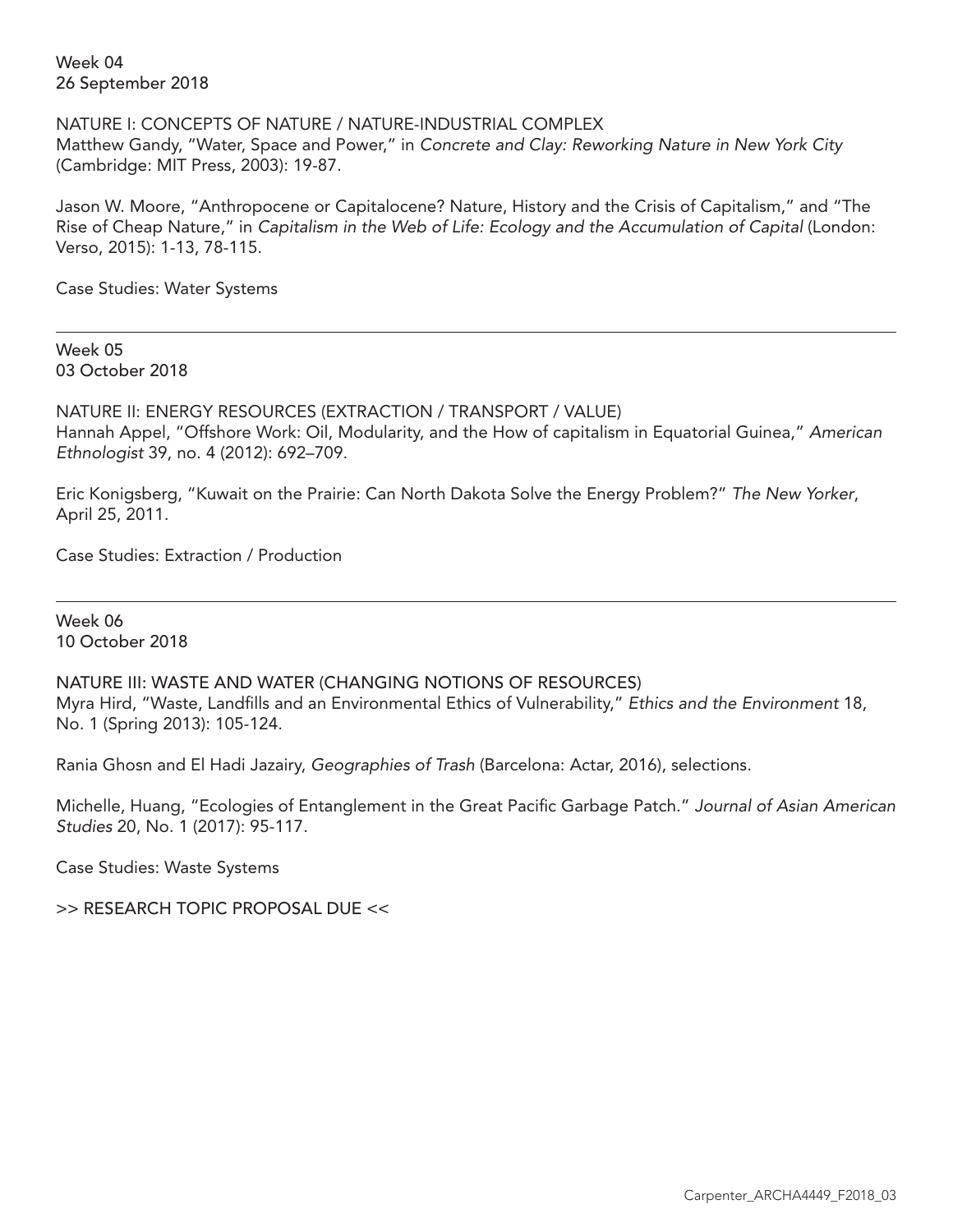Week 04
26 September 2018

NATURE I: CONCEPTS OF NATURE / NATURE-INDUSTRIAL COMPLEX
Matthew Gandy, "Water, Space and Power," in *Concrete and Clay: Reworking Nature in New York City* (Cambridge: MIT Press, 2003): 19-87.

Jason W. Moore, "Anthropocene or Capitalocene? Nature, History and the Crisis of Capitalism," and "The Rise of Cheap Nature," in *Capitalism in the Web of Life: Ecology and the Accumulation of Capital* (London: Verso, 2015): 1-13, 78-115.

Case Studies: Water Systems

---

Week 05
03 October 2018

NATURE II: ENERGY RESOURCES (EXTRACTION / TRANSPORT / VALUE)
Hannah Appel, "Offshore Work: Oil, Modularity, and the How of capitalism in Equatorial Guinea," *American Ethnologist* 39, no. 4 (2012): 692–709.

Eric Konigsberg, "Kuwait on the Prairie: Can North Dakota Solve the Energy Problem?" *The New Yorker*, April 25, 2011.

Case Studies: Extraction / Production

---

Week 06
10 October 2018

NATURE III: WASTE AND WATER (CHANGING NOTIONS OF RESOURCES)
Myra Hird, "Waste, Landfills and an Environmental Ethics of Vulnerability," *Ethics and the Environment* 18, No. 1 (Spring 2013): 105-124.

Rania Ghosn and El Hadi Jazairy, *Geographies of Trash* (Barcelona: Actar, 2016), selections.

Michelle, Huang, "Ecologies of Entanglement in the Great Pacific Garbage Patch." *Journal of Asian American Studies* 20, No. 1 (2017): 95-117.

Case Studies: Waste Systems

>> RESEARCH TOPIC PROPOSAL DUE <<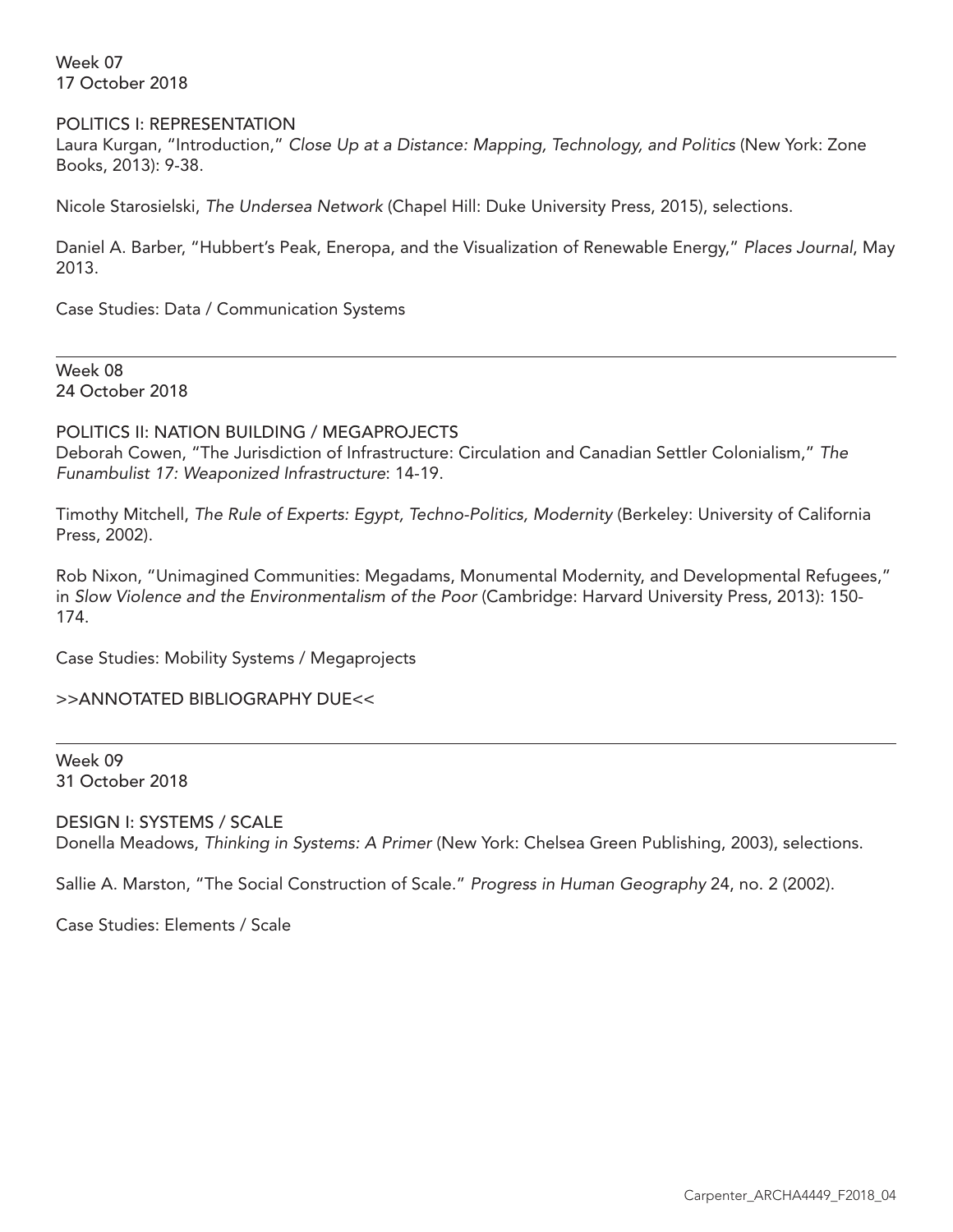Week 07
17 October 2018

POLITICS I: REPRESENTATION

Laura Kurgan, "Introduction," *Close Up at a Distance: Mapping, Technology, and Politics* (New York: Zone Books, 2013): 9-38.

Nicole Starosielski, *The Undersea Network* (Chapel Hill: Duke University Press, 2015), selections.

Daniel A. Barber, "Hubbert's Peak, Eneropa, and the Visualization of Renewable Energy," *Places Journal*, May 2013.

Case Studies: Data / Communication Systems

---

Week 08
24 October 2018

POLITICS II: NATION BUILDING / MEGAPROJECTS

Deborah Cowen, "The Jurisdiction of Infrastructure: Circulation and Canadian Settler Colonialism," *The Funambulist 17: Weaponized Infrastructure*: 14-19.

Timothy Mitchell, *The Rule of Experts: Egypt, Techno-Politics, Modernity* (Berkeley: University of California Press, 2002).

Rob Nixon, "Unimagined Communities: Megadams, Monumental Modernity, and Developmental Refugees," in *Slow Violence and the Environmentalism of the Poor* (Cambridge: Harvard University Press, 2013): 150-174.

Case Studies: Mobility Systems / Megaprojects

>>ANNOTATED BIBLIOGRAPHY DUE<<

---

Week 09
31 October 2018

DESIGN I: SYSTEMS / SCALE

Donella Meadows, *Thinking in Systems: A Primer* (New York: Chelsea Green Publishing, 2003), selections.

Sallie A. Marston, "The Social Construction of Scale." *Progress in Human Geography* 24, no. 2 (2002).

Case Studies: Elements / Scale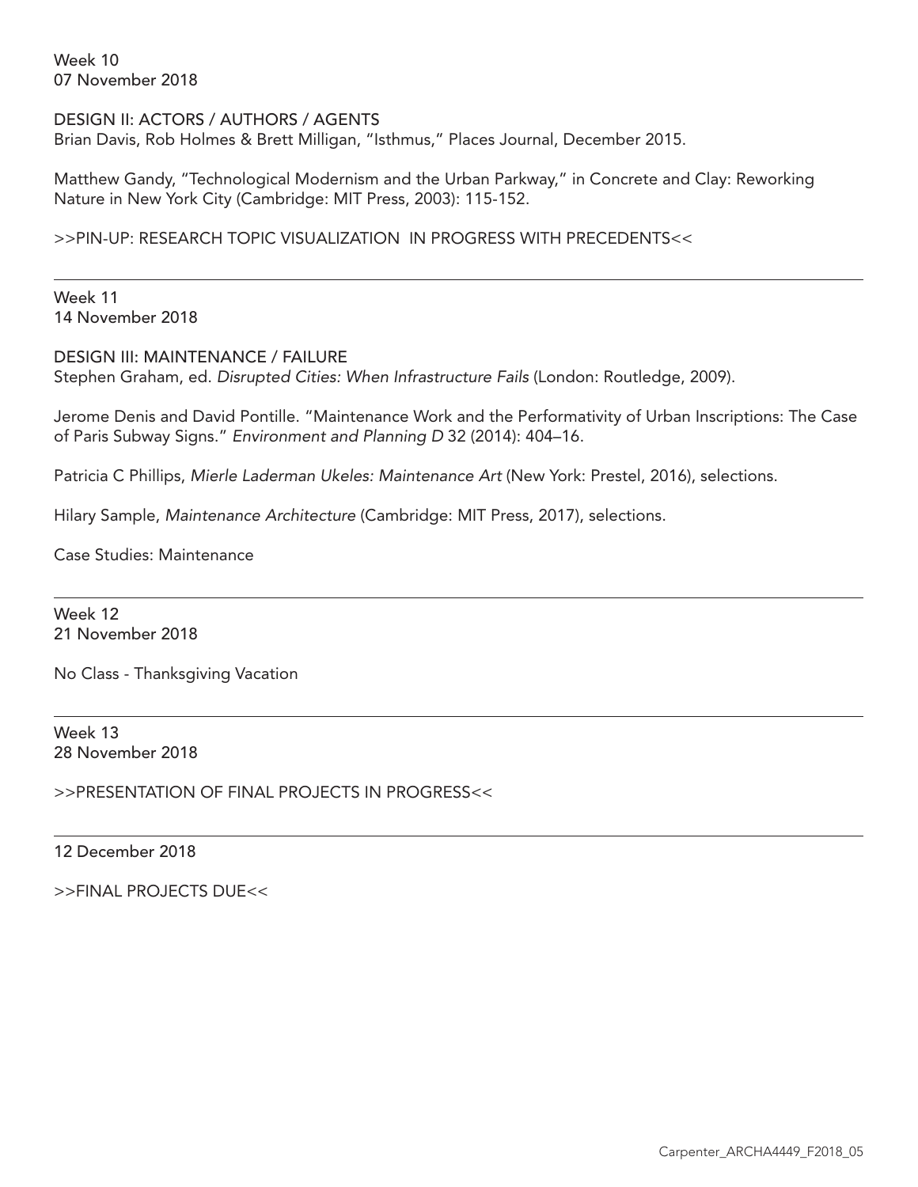Week 10
07 November 2018

DESIGN II: ACTORS / AUTHORS / AGENTS
Brian Davis, Rob Holmes & Brett Milligan, "Isthmus," Places Journal, December 2015.

Matthew Gandy, "Technological Modernism and the Urban Parkway," in Concrete and Clay: Reworking Nature in New York City (Cambridge: MIT Press, 2003): 115-152.

>>PIN-UP: RESEARCH TOPIC VISUALIZATION IN PROGRESS WITH PRECEDENTS<<

---

Week 11
14 November 2018

DESIGN III: MAINTENANCE / FAILURE
Stephen Graham, ed. *Disrupted Cities: When Infrastructure Fails* (London: Routledge, 2009).

Jerome Denis and David Pontille. "Maintenance Work and the Performativity of Urban Inscriptions: The Case of Paris Subway Signs." *Environment and Planning D* 32 (2014): 404–16.

Patricia C Phillips, *Mierle Laderman Ukeles: Maintenance Art* (New York: Prestel, 2016), selections.

Hilary Sample, *Maintenance Architecture* (Cambridge: MIT Press, 2017), selections.

Case Studies: Maintenance

---

Week 12
21 November 2018

No Class - Thanksgiving Vacation

---

Week 13
28 November 2018

>>PRESENTATION OF FINAL PROJECTS IN PROGRESS<<

---

12 December 2018

>>FINAL PROJECTS DUE<<